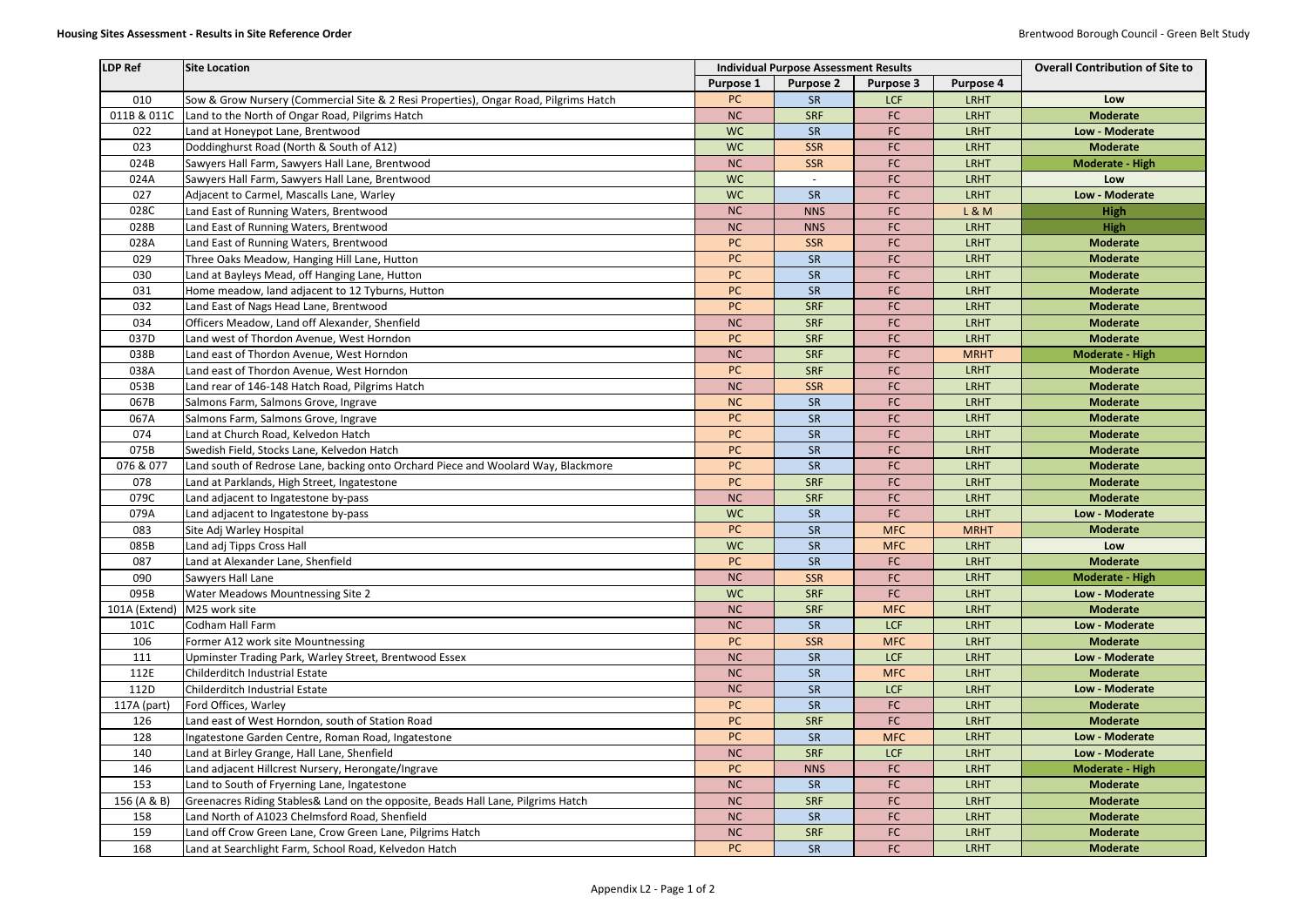# Housing Sites Assessment - Results in Site Reference Order

| LDP Ref | Site Location | Individual Purpose Assessment Results | | | | Overall Contribution of Site to |
|---|---|---|---|---|---|---|
| | | Purpose 1 | Purpose 2 | Purpose 3 | Purpose 4 | |
| 010 | Sow & Grow Nursery (Commercial Site & 2 Resi Properties), Ongar Road, Pilgrims Hatch | PC | SR | LCF | LRHT | Low |
| 011B & 011C | Land to the North of Ongar Road, Pilgrims Hatch | NC | SRF | FC | LRHT | Moderate |
| 022 | Land at Honeypot Lane, Brentwood | WC | SR | FC | LRHT | Low - Moderate |
| 023 | Doddinghurst Road (North & South of A12) | WC | SSR | FC | LRHT | Moderate |
| 024B | Sawyers Hall Farm, Sawyers Hall Lane, Brentwood | NC | SSR | FC | LRHT | Moderate - High |
| 024A | Sawyers Hall Farm, Sawyers Hall Lane, Brentwood | WC | - | FC | LRHT | Low |
| 027 | Adjacent to Carmel, Mascalls Lane, Warley | WC | SR | FC | LRHT | Low - Moderate |
| 028C | Land East of Running Waters, Brentwood | NC | NNS | FC | L & M | High |
| 028B | Land East of Running Waters, Brentwood | NC | NNS | FC | LRHT | High |
| 028A | Land East of Running Waters, Brentwood | PC | SSR | FC | LRHT | Moderate |
| 029 | Three Oaks Meadow, Hanging Hill Lane, Hutton | PC | SR | FC | LRHT | Moderate |
| 030 | Land at Bayleys Mead, off Hanging Lane, Hutton | PC | SR | FC | LRHT | Moderate |
| 031 | Home meadow, land adjacent to 12 Tyburns, Hutton | PC | SR | FC | LRHT | Moderate |
| 032 | Land East of Nags Head Lane, Brentwood | PC | SRF | FC | LRHT | Moderate |
| 034 | Officers Meadow, Land off Alexander, Shenfield | NC | SRF | FC | LRHT | Moderate |
| 037D | Land west of Thordon Avenue, West Horndon | PC | SRF | FC | LRHT | Moderate |
| 038B | Land east of Thordon Avenue, West Horndon | NC | SRF | FC | MRHT | Moderate - High |
| 038A | Land east of Thordon Avenue, West Horndon | PC | SRF | FC | LRHT | Moderate |
| 053B | Land rear of 146-148 Hatch Road, Pilgrims Hatch | NC | SSR | FC | LRHT | Moderate |
| 067B | Salmons Farm, Salmons Grove, Ingrave | NC | SR | FC | LRHT | Moderate |
| 067A | Salmons Farm, Salmons Grove, Ingrave | PC | SR | FC | LRHT | Moderate |
| 074 | Land at Church Road, Kelvedon Hatch | PC | SR | FC | LRHT | Moderate |
| 075B | Swedish Field, Stocks Lane, Kelvedon Hatch | PC | SR | FC | LRHT | Moderate |
| 076 & 077 | Land south of Redrose Lane, backing onto Orchard Piece and Woolard Way, Blackmore | PC | SR | FC | LRHT | Moderate |
| 078 | Land at Parklands, High Street, Ingatestone | PC | SRF | FC | LRHT | Moderate |
| 079C | Land adjacent to Ingatestone by-pass | NC | SRF | FC | LRHT | Moderate |
| 079A | Land adjacent to Ingatestone by-pass | WC | SR | FC | LRHT | Low - Moderate |
| 083 | Site Adj Warley Hospital | PC | SR | MFC | MRHT | Moderate |
| 085B | Land adj Tipps Cross Hall | WC | SR | MFC | LRHT | Low |
| 087 | Land at Alexander Lane, Shenfield | PC | SR | FC | LRHT | Moderate |
| 090 | Sawyers Hall Lane | NC | SSR | FC | LRHT | Moderate - High |
| 095B | Water Meadows Mountnessing Site 2 | WC | SRF | FC | LRHT | Low - Moderate |
| 101A (Extend) | M25 work site | NC | SRF | MFC | LRHT | Moderate |
| 101C | Codham Hall Farm | NC | SR | LCF | LRHT | Low - Moderate |
| 106 | Former A12 work site Mountnessing | PC | SSR | MFC | LRHT | Moderate |
| 111 | Upminster Trading Park, Warley Street, Brentwood Essex | NC | SR | LCF | LRHT | Low - Moderate |
| 112E | Childerditch Industrial Estate | NC | SR | MFC | LRHT | Moderate |
| 112D | Childerditch Industrial Estate | NC | SR | LCF | LRHT | Low - Moderate |
| 117A (part) | Ford Offices, Warley | PC | SR | FC | LRHT | Moderate |
| 126 | Land east of West Horndon, south of Station Road | PC | SRF | FC | LRHT | Moderate |
| 128 | Ingatestone Garden Centre, Roman Road, Ingatestone | PC | SR | MFC | LRHT | Low - Moderate |
| 140 | Land at Birley Grange, Hall Lane, Shenfield | NC | SRF | LCF | LRHT | Low - Moderate |
| 146 | Land adjacent Hillcrest Nursery, Herongate/Ingrave | PC | NNS | FC | LRHT | Moderate - High |
| 153 | Land to South of Fryerning Lane, Ingatestone | NC | SR | FC | LRHT | Moderate |
| 156 (A & B) | Greenacres Riding Stables& Land on the opposite, Beads Hall Lane, Pilgrims Hatch | NC | SRF | FC | LRHT | Moderate |
| 158 | Land North of A1023 Chelmsford Road, Shenfield | NC | SR | FC | LRHT | Moderate |
| 159 | Land off Crow Green Lane, Crow Green Lane, Pilgrims Hatch | NC | SRF | FC | LRHT | Moderate |
| 168 | Land at Searchlight Farm, School Road, Kelvedon Hatch | PC | SR | FC | LRHT | Moderate |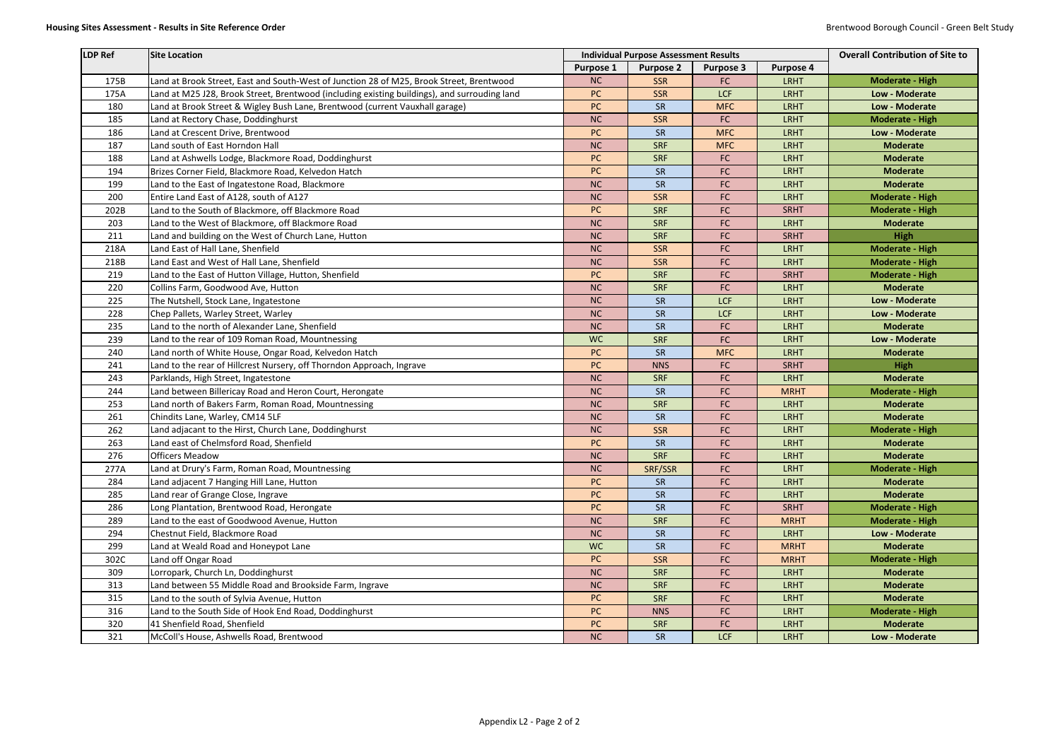## Housing Sites Assessment - Results in Site Reference Order

| LDP Ref | Site Location | Individual Purpose Assessment Results | | | | Overall Contribution of Site to |
|---|---|---|---|---|---|---|
| | | Purpose 1 | Purpose 2 | Purpose 3 | Purpose 4 | |
| 175B | Land at Brook Street, East and South-West of Junction 28 of M25, Brook Street, Brentwood | NC | SSR | FC | LRHT | Moderate - High |
| 175A | Land at M25 J28, Brook Street, Brentwood (including existing buildings), and surrouding land | PC | SSR | LCF | LRHT | Low - Moderate |
| 180 | Land at Brook Street & Wigley Bush Lane, Brentwood (current Vauxhall garage) | PC | SR | MFC | LRHT | Low - Moderate |
| 185 | Land at Rectory Chase, Doddinghurst | NC | SSR | FC | LRHT | Moderate - High |
| 186 | Land at Crescent Drive, Brentwood | PC | SR | MFC | LRHT | Low - Moderate |
| 187 | Land south of East Horndon Hall | NC | SRF | MFC | LRHT | Moderate |
| 188 | Land at Ashwells Lodge, Blackmore Road, Doddinghurst | PC | SRF | FC | LRHT | Moderate |
| 194 | Brizes Corner Field, Blackmore Road, Kelvedon Hatch | PC | SR | FC | LRHT | Moderate |
| 199 | Land to the East of Ingatestone Road, Blackmore | NC | SR | FC | LRHT | Moderate |
| 200 | Entire Land East of A128, south of A127 | NC | SSR | FC | LRHT | Moderate - High |
| 202B | Land to the South of Blackmore, off Blackmore Road | PC | SRF | FC | SRHT | Moderate - High |
| 203 | Land to the West of Blackmore, off Blackmore Road | NC | SRF | FC | LRHT | Moderate |
| 211 | Land and building on the West of Church Lane, Hutton | NC | SRF | FC | SRHT | High |
| 218A | Land East of Hall Lane, Shenfield | NC | SSR | FC | LRHT | Moderate - High |
| 218B | Land East and West of Hall Lane, Shenfield | NC | SSR | FC | LRHT | Moderate - High |
| 219 | Land to the East of Hutton Village, Hutton, Shenfield | PC | SRF | FC | SRHT | Moderate - High |
| 220 | Collins Farm, Goodwood Ave, Hutton | NC | SRF | FC | LRHT | Moderate |
| 225 | The Nutshell, Stock Lane, Ingatestone | NC | SR | LCF | LRHT | Low - Moderate |
| 228 | Chep Pallets, Warley Street, Warley | NC | SR | LCF | LRHT | Low - Moderate |
| 235 | Land to the north of Alexander Lane, Shenfield | NC | SR | FC | LRHT | Moderate |
| 239 | Land to the rear of 109 Roman Road, Mountnessing | WC | SRF | FC | LRHT | Low - Moderate |
| 240 | Land north of White House, Ongar Road, Kelvedon Hatch | PC | SR | MFC | LRHT | Moderate |
| 241 | Land to the rear of Hillcrest Nursery, off Thorndon Approach, Ingrave | PC | NNS | FC | SRHT | High |
| 243 | Parklands, High Street, Ingatestone | NC | SRF | FC | LRHT | Moderate |
| 244 | Land between Billericay Road and Heron Court, Herongate | NC | SR | FC | MRHT | Moderate - High |
| 253 | Land north of Bakers Farm, Roman Road, Mountnessing | NC | SRF | FC | LRHT | Moderate |
| 261 | Chindits Lane, Warley, CM14 5LF | NC | SR | FC | LRHT | Moderate |
| 262 | Land adjacant to the Hirst, Church Lane, Doddinghurst | NC | SSR | FC | LRHT | Moderate - High |
| 263 | Land east of Chelmsford Road, Shenfield | PC | SR | FC | LRHT | Moderate |
| 276 | Officers Meadow | NC | SRF | FC | LRHT | Moderate |
| 277A | Land at Drury's Farm, Roman Road, Mountnessing | NC | SRF/SSR | FC | LRHT | Moderate - High |
| 284 | Land adjacent 7 Hanging Hill Lane, Hutton | PC | SR | FC | LRHT | Moderate |
| 285 | Land rear of Grange Close, Ingrave | PC | SR | FC | LRHT | Moderate |
| 286 | Long Plantation, Brentwood Road, Herongate | PC | SR | FC | SRHT | Moderate - High |
| 289 | Land to the east of Goodwood Avenue, Hutton | NC | SRF | FC | MRHT | Moderate - High |
| 294 | Chestnut Field, Blackmore Road | NC | SR | FC | LRHT | Low - Moderate |
| 299 | Land at Weald Road and Honeypot Lane | WC | SR | FC | MRHT | Moderate |
| 302C | Land off Ongar Road | PC | SSR | FC | MRHT | Moderate - High |
| 309 | Lorropark, Church Ln, Doddinghurst | NC | SRF | FC | LRHT | Moderate |
| 313 | Land between 55 Middle Road and Brookside Farm, Ingrave | NC | SRF | FC | LRHT | Moderate |
| 315 | Land to the south of Sylvia Avenue, Hutton | PC | SRF | FC | LRHT | Moderate |
| 316 | Land to the South Side of Hook End Road, Doddinghurst | PC | NNS | FC | LRHT | Moderate - High |
| 320 | 41 Shenfield Road, Shenfield | PC | SRF | FC | LRHT | Moderate |
| 321 | McColl's House, Ashwells Road, Brentwood | NC | SR | LCF | LRHT | Low - Moderate |

Appendix L2 - Page 2 of 2